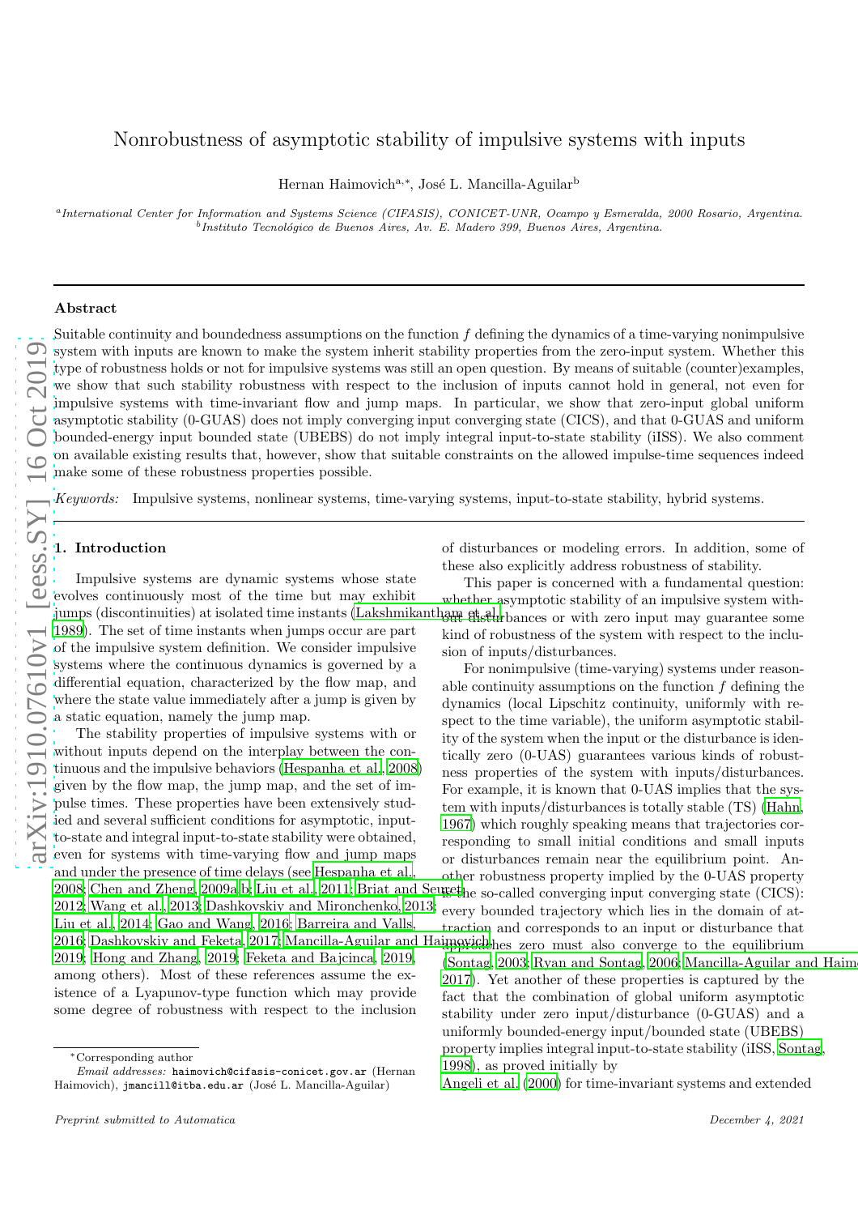# Nonrobustness of asymptotic stability of impulsive systems with inputs

Hernan Haimovich[a,*], José L. Mancilla-Aguilar[b]

[a] *International Center for Information and Systems Science (CIFASIS), CONICET-UNR, Ocampo y Esmeralda, 2000 Rosario, Argentina.*
[b] *Instituto Tecnológico de Buenos Aires, Av. E. Madero 399, Buenos Aires, Argentina.*

---

## Abstract

Suitable continuity and boundedness assumptions on the function $f$ defining the dynamics of a time-varying nonimpulsive system with inputs are known to make the system inherit stability properties from the zero-input system. Whether this type of robustness holds or not for impulsive systems was still an open question. By means of suitable (counter)examples, we show that such stability robustness with respect to the inclusion of inputs cannot hold in general, not even for impulsive systems with time-invariant flow and jump maps. In particular, we show that zero-input global uniform asymptotic stability (0-GUAS) does not imply converging input converging state (CICS), and that 0-GUAS and uniform bounded-energy input bounded state (UBEBS) do not imply integral input-to-state stability (iISS). We also comment on available existing results that, however, show that suitable constraints on the allowed impulse-time sequences indeed make some of these robustness properties possible.

*Keywords:* Impulsive systems, nonlinear systems, time-varying systems, input-to-state stability, hybrid systems.

---

## 1. Introduction

Impulsive systems are dynamic systems whose state evolves continuously most of the time but may exhibit jumps (discontinuities) at isolated time instants (Lakshmikantham et al., 1989). The set of time instants when jumps occur are part of the impulsive system definition. We consider impulsive systems where the continuous dynamics is governed by a differential equation, characterized by the flow map, and where the state value immediately after a jump is given by a static equation, namely the jump map.

The stability properties of impulsive systems with or without inputs depend on the interplay between the continuous and the impulsive behaviors (Hespanha et al., 2008) given by the flow map, the jump map, and the set of impulse times. These properties have been extensively studied and several sufficient conditions for asymptotic, input-to-state and integral input-to-state stability were obtained, even for systems with time-varying flow and jump maps and under the presence of time delays (see Hespanha et al., 2008; Chen and Zheng, 2009a,b; Liu et al., 2011; Briat and Seuret, 2012; Wang et al., 2013; Dashkovskiy and Mironchenko, 2013; Liu et al., 2014; Gao and Wang, 2016; Barreira and Valls, 2016; Dashkovskiy and Feketa, 2017; Mancilla-Aguilar and Haimovich, 2019; Hong and Zhang, 2019; Feketa and Bajcinca, 2019, among others). Most of these references assume the existence of a Lyapunov-type function which may provide some degree of robustness with respect to the inclusion of disturbances or modeling errors. In addition, some of these also explicitly address robustness of stability.

This paper is concerned with a fundamental question: whether asymptotic stability of an impulsive system without disturbances or with zero input may guarantee some kind of robustness of the system with respect to the inclusion of inputs/disturbances.

For nonimpulsive (time-varying) systems under reasonable continuity assumptions on the function $f$ defining the dynamics (local Lipschitz continuity, uniformly with respect to the time variable), the uniform asymptotic stability of the system when the input or the disturbance is identically zero (0-UAS) guarantees various kinds of robustness properties of the system with inputs/disturbances. For example, it is known that 0-UAS implies that the system with inputs/disturbances is totally stable (TS) (Hahn, 1967) which roughly speaking means that trajectories corresponding to small initial conditions and small inputs or disturbances remain near the equilibrium point. Another robustness property implied by the 0-UAS property is the so-called converging input converging state (CICS): every bounded trajectory which lies in the domain of attraction and corresponds to an input or disturbance that approaches zero must also converge to the equilibrium (Sontag, 2003; Ryan and Sontag, 2006; Mancilla-Aguilar and Haimovich, 2017). Yet another of these properties is captured by the fact that the combination of global uniform asymptotic stability under zero input/disturbance (0-GUAS) and a uniformly bounded-energy input/bounded state (UBEBS) property implies integral input-to-state stability (iISS, Sontag, 1998), as proved initially by Angeli et al. (2000) for time-invariant systems and extended

---

*Corresponding author
*Email addresses:* haimovich@cifasis-conicet.gov.ar (Hernan Haimovich), jmancill@itba.edu.ar (José L. Mancilla-Aguilar)

*Preprint submitted to Automatica*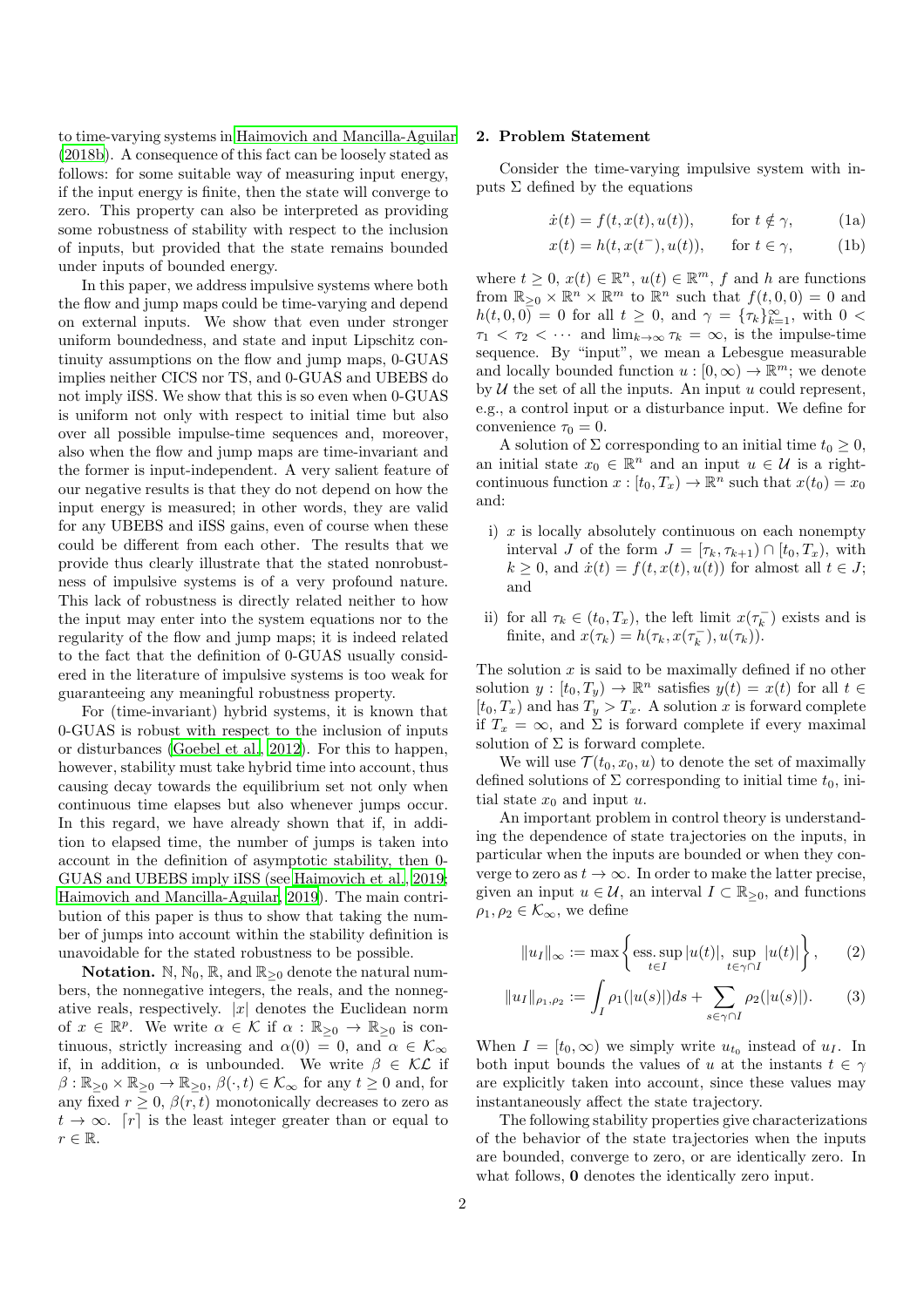to time-varying systems in Haimovich and Mancilla-Aguilar (2018b). A consequence of this fact can be loosely stated as follows: for some suitable way of measuring input energy, if the input energy is finite, then the state will converge to zero. This property can also be interpreted as providing some robustness of stability with respect to the inclusion of inputs, but provided that the state remains bounded under inputs of bounded energy.

In this paper, we address impulsive systems where both the flow and jump maps could be time-varying and depend on external inputs. We show that even under stronger uniform boundedness, and state and input Lipschitz continuity assumptions on the flow and jump maps, 0-GUAS implies neither CICS nor TS, and 0-GUAS and UBEBS do not imply iISS. We show that this is so even when 0-GUAS is uniform not only with respect to initial time but also over all possible impulse-time sequences and, moreover, also when the flow and jump maps are time-invariant and the former is input-independent. A very salient feature of our negative results is that they do not depend on how the input energy is measured; in other words, they are valid for any UBEBS and iISS gains, even of course when these could be different from each other. The results that we provide thus clearly illustrate that the stated nonrobustness of impulsive systems is of a very profound nature. This lack of robustness is directly related neither to how the input may enter into the system equations nor to the regularity of the flow and jump maps; it is indeed related to the fact that the definition of 0-GUAS usually considered in the literature of impulsive systems is too weak for guaranteeing any meaningful robustness property.

For (time-invariant) hybrid systems, it is known that 0-GUAS is robust with respect to the inclusion of inputs or disturbances (Goebel et al., 2012). For this to happen, however, stability must take hybrid time into account, thus causing decay towards the equilibrium set not only when continuous time elapses but also whenever jumps occur. In this regard, we have already shown that if, in addition to elapsed time, the number of jumps is taken into account in the definition of asymptotic stability, then 0-GUAS and UBEBS imply iISS (see Haimovich et al., 2019; Haimovich and Mancilla-Aguilar, 2019). The main contribution of this paper is thus to show that taking the number of jumps into account within the stability definition is unavoidable for the stated robustness to be possible.

**Notation.** $\mathbb{N}$, $\mathbb{N}_0$, $\mathbb{R}$, and $\mathbb{R}_{\geq 0}$ denote the natural numbers, the nonnegative integers, the reals, and the nonnegative reals, respectively. $|x|$ denotes the Euclidean norm of $x \in \mathbb{R}^p$. We write $\alpha \in \mathcal{K}$ if $\alpha : \mathbb{R}_{\geq 0} \to \mathbb{R}_{\geq 0}$ is continuous, strictly increasing and $\alpha(0) = 0$, and $\alpha \in \mathcal{K}_\infty$ if, in addition, $\alpha$ is unbounded. We write $\beta \in \mathcal{KL}$ if $\beta : \mathbb{R}_{\geq 0} \times \mathbb{R}_{\geq 0} \to \mathbb{R}_{\geq 0}$, $\beta(\cdot, t) \in \mathcal{K}_\infty$ for any $t \geq 0$ and, for any fixed $r \geq 0$, $\beta(r, t)$ monotonically decreases to zero as $t \to \infty$. $\lceil r \rceil$ is the least integer greater than or equal to $r \in \mathbb{R}$.

## 2. Problem Statement

Consider the time-varying impulsive system with inputs $\Sigma$ defined by the equations

$$\dot{x}(t) = f(t, x(t), u(t)), \qquad \text{for } t \notin \gamma, \tag{1a}$$

$$x(t) = h(t, x(t^-), u(t)), \qquad \text{for } t \in \gamma, \tag{1b}$$

where $t \geq 0$, $x(t) \in \mathbb{R}^n$, $u(t) \in \mathbb{R}^m$, $f$ and $h$ are functions from $\mathbb{R}_{\geq 0} \times \mathbb{R}^n \times \mathbb{R}^m$ to $\mathbb{R}^n$ such that $f(t, 0, 0) = 0$ and $h(t, 0, 0) = 0$ for all $t \geq 0$, and $\gamma = \{\tau_k\}_{k=1}^\infty$, with $0 < \tau_1 < \tau_2 < \cdots$ and $\lim_{k \to \infty} \tau_k = \infty$, is the impulse-time sequence. By "input", we mean a Lebesgue measurable and locally bounded function $u : [0, \infty) \to \mathbb{R}^m$; we denote by $\mathcal{U}$ the set of all the inputs. An input $u$ could represent, e.g., a control input or a disturbance input. We define for convenience $\tau_0 = 0$.

A solution of $\Sigma$ corresponding to an initial time $t_0 \geq 0$, an initial state $x_0 \in \mathbb{R}^n$ and an input $u \in \mathcal{U}$ is a right-continuous function $x : [t_0, T_x) \to \mathbb{R}^n$ such that $x(t_0) = x_0$ and:

i) $x$ is locally absolutely continuous on each nonempty interval $J$ of the form $J = [\tau_k, \tau_{k+1}) \cap [t_0, T_x)$, with $k \geq 0$, and $\dot{x}(t) = f(t, x(t), u(t))$ for almost all $t \in J$; and

ii) for all $\tau_k \in (t_0, T_x)$, the left limit $x(\tau_k^-)$ exists and is finite, and $x(\tau_k) = h(\tau_k, x(\tau_k^-), u(\tau_k))$.

The solution $x$ is said to be maximally defined if no other solution $y : [t_0, T_y) \to \mathbb{R}^n$ satisfies $y(t) = x(t)$ for all $t \in [t_0, T_x)$ and has $T_y > T_x$. A solution $x$ is forward complete if $T_x = \infty$, and $\Sigma$ is forward complete if every maximal solution of $\Sigma$ is forward complete.

We will use $\mathcal{T}(t_0, x_0, u)$ to denote the set of maximally defined solutions of $\Sigma$ corresponding to initial time $t_0$, initial state $x_0$ and input $u$.

An important problem in control theory is understanding the dependence of state trajectories on the inputs, in particular when the inputs are bounded or when they converge to zero as $t \to \infty$. In order to make the latter precise, given an input $u \in \mathcal{U}$, an interval $I \subset \mathbb{R}_{\geq 0}$, and functions $\rho_1, \rho_2 \in \mathcal{K}_\infty$, we define

$$\|u_I\|_\infty := \max\left\{ \operatorname*{ess\,sup}_{t \in I} |u(t)|, \sup_{t \in \gamma \cap I} |u(t)| \right\}, \tag{2}$$

$$\|u_I\|_{\rho_1, \rho_2} := \int_I \rho_1(|u(s)|) ds + \sum_{s \in \gamma \cap I} \rho_2(|u(s)|). \tag{3}$$

When $I = [t_0, \infty)$ we simply write $u_{t_0}$ instead of $u_I$. In both input bounds the values of $u$ at the instants $t \in \gamma$ are explicitly taken into account, since these values may instantaneously affect the state trajectory.

The following stability properties give characterizations of the behavior of the state trajectories when the inputs are bounded, converge to zero, or are identically zero. In what follows, $\mathbf{0}$ denotes the identically zero input.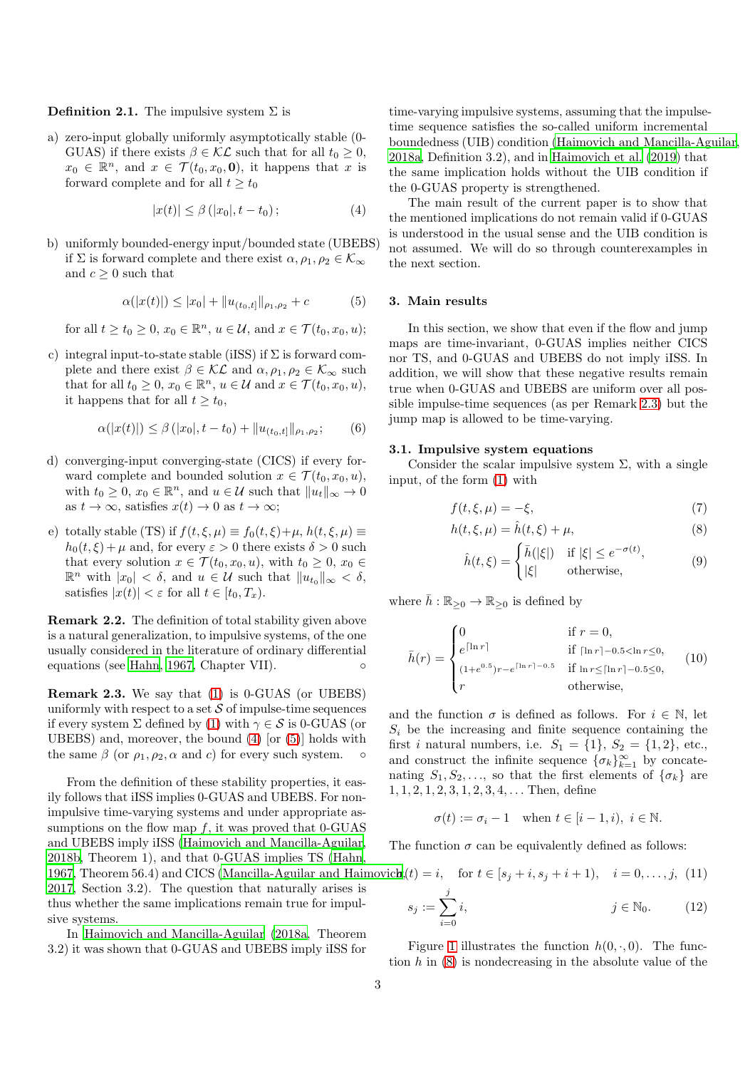**Definition 2.1.** The impulsive system $\Sigma$ is

a) zero-input globally uniformly asymptotically stable (0-GUAS) if there exists $\beta \in \mathcal{KL}$ such that for all $t_0 \geq 0$, $x_0 \in \mathbb{R}^n$, and $x \in \mathcal{T}(t_0, x_0, \mathbf{0})$, it happens that $x$ is forward complete and for all $t \geq t_0$

$$|x(t)| \leq \beta(|x_0|, t - t_0); \tag{4}$$

b) uniformly bounded-energy input/bounded state (UBEBS) if $\Sigma$ is forward complete and there exist $\alpha, \rho_1, \rho_2 \in \mathcal{K}_\infty$ and $c \geq 0$ such that

$$\alpha(|x(t)|) \leq |x_0| + \|u_{(t_0,t]}\|_{\rho_1,\rho_2} + c \tag{5}$$

for all $t \geq t_0 \geq 0$, $x_0 \in \mathbb{R}^n$, $u \in \mathcal{U}$, and $x \in \mathcal{T}(t_0, x_0, u)$;

c) integral input-to-state stable (iISS) if $\Sigma$ is forward complete and there exist $\beta \in \mathcal{KL}$ and $\alpha, \rho_1, \rho_2 \in \mathcal{K}_\infty$ such that for all $t_0 \geq 0$, $x_0 \in \mathbb{R}^n$, $u \in \mathcal{U}$ and $x \in \mathcal{T}(t_0, x_0, u)$, it happens that for all $t \geq t_0$,

$$\alpha(|x(t)|) \leq \beta(|x_0|, t - t_0) + \|u_{(t_0,t]}\|_{\rho_1,\rho_2}; \tag{6}$$

d) converging-input converging-state (CICS) if every forward complete and bounded solution $x \in \mathcal{T}(t_0, x_0, u)$, with $t_0 \geq 0$, $x_0 \in \mathbb{R}^n$, and $u \in \mathcal{U}$ such that $\|u_t\|_\infty \to 0$ as $t \to \infty$, satisfies $x(t) \to 0$ as $t \to \infty$;

e) totally stable (TS) if $f(t, \xi, \mu) \equiv f_0(t, \xi) + \mu$, $h(t, \xi, \mu) \equiv h_0(t, \xi) + \mu$ and, for every $\varepsilon > 0$ there exists $\delta > 0$ such that every solution $x \in \mathcal{T}(t_0, x_0, u)$, with $t_0 \geq 0$, $x_0 \in \mathbb{R}^n$ with $|x_0| < \delta$, and $u \in \mathcal{U}$ such that $\|u_{t_0}\|_\infty < \delta$, satisfies $|x(t)| < \varepsilon$ for all $t \in [t_0, T_x)$.

**Remark 2.2.** The definition of total stability given above is a natural generalization, to impulsive systems, of the one usually considered in the literature of ordinary differential equations (see Hahn, 1967, Chapter VII). ◦

**Remark 2.3.** We say that (1) is 0-GUAS (or UBEBS) uniformly with respect to a set $\mathcal{S}$ of impulse-time sequences if every system $\Sigma$ defined by (1) with $\gamma \in \mathcal{S}$ is 0-GUAS (or UBEBS) and, moreover, the bound (4) [or (5)] holds with the same $\beta$ (or $\rho_1, \rho_2, \alpha$ and $c$) for every such system. ◦

From the definition of these stability properties, it easily follows that iISS implies 0-GUAS and UBEBS. For non-impulsive time-varying systems and under appropriate assumptions on the flow map $f$, it was proved that 0-GUAS and UBEBS imply iISS (Haimovich and Mancilla-Aguilar, 2018b, Theorem 1), and that 0-GUAS implies TS (Hahn, 1967, Theorem 56.4) and CICS (Mancilla-Aguilar and Haimovich, 2017, Section 3.2). The question that naturally arises is thus whether the same implications remain true for impulsive systems.

In Haimovich and Mancilla-Aguilar (2018a, Theorem 3.2) it was shown that 0-GUAS and UBEBS imply iISS for time-varying impulsive systems, assuming that the impulse-time sequence satisfies the so-called uniform incremental boundedness (UIB) condition (Haimovich and Mancilla-Aguilar, 2018a, Definition 3.2), and in Haimovich et al. (2019) that the same implication holds without the UIB condition if the 0-GUAS property is strengthened.

The main result of the current paper is to show that the mentioned implications do not remain valid if 0-GUAS is understood in the usual sense and the UIB condition is not assumed. We will do so through counterexamples in the next section.

## 3. Main results

In this section, we show that even if the flow and jump maps are time-invariant, 0-GUAS implies neither CICS nor TS, and 0-GUAS and UBEBS do not imply iISS. In addition, we will show that these negative results remain true when 0-GUAS and UBEBS are uniform over all possible impulse-time sequences (as per Remark 2.3) but the jump map is allowed to be time-varying.

### 3.1. Impulsive system equations

Consider the scalar impulsive system $\Sigma$, with a single input, of the form (1) with

$$f(t, \xi, \mu) = -\xi, \tag{7}$$

$$h(t, \xi, \mu) = \hat{h}(t, \xi) + \mu, \tag{8}$$

$$\hat{h}(t, \xi) = \begin{cases} \bar{h}(|\xi|) & \text{if } |\xi| \leq e^{-\sigma(t)}, \\ |\xi| & \text{otherwise,} \end{cases} \tag{9}$$

where $\bar{h} : \mathbb{R}_{\geq 0} \to \mathbb{R}_{\geq 0}$ is defined by

$$\bar{h}(r) = \begin{cases} 0 & \text{if } r = 0, \\ e^{\lceil \ln r \rceil} & \text{if } \lceil \ln r \rceil - 0.5 < \ln r \leq 0, \\ (1+e^{0.5})r - e^{\lceil \ln r \rceil - 0.5} & \text{if } \ln r \leq \lceil \ln r \rceil - 0.5 \leq 0, \\ r & \text{otherwise,} \end{cases} \tag{10}$$

and the function $\sigma$ is defined as follows. For $i \in \mathbb{N}$, let $S_i$ be the increasing and finite sequence containing the first $i$ natural numbers, i.e. $S_1 = \{1\}$, $S_2 = \{1, 2\}$, etc., and construct the infinite sequence $\{\sigma_k\}_{k=1}^\infty$ by concatenating $S_1, S_2, \ldots$, so that the first elements of $\{\sigma_k\}$ are $1, 1, 2, 1, 2, 3, 1, 2, 3, 4, \ldots$ Then, define

$$\sigma(t) := \sigma_i - 1 \quad \text{when } t \in [i-1, i), \ i \in \mathbb{N}.$$

The function $\sigma$ can be equivalently defined as follows:

$$\sigma(t) = i, \quad \text{for } t \in [s_j + i, s_j + i + 1), \quad i = 0, \ldots, j, \tag{11}$$

$$s_j := \sum_{i=0}^{j} i, \qquad j \in \mathbb{N}_0. \tag{12}$$

Figure 1 illustrates the function $h(0, \cdot, 0)$. The function $h$ in (8) is nondecreasing in the absolute value of the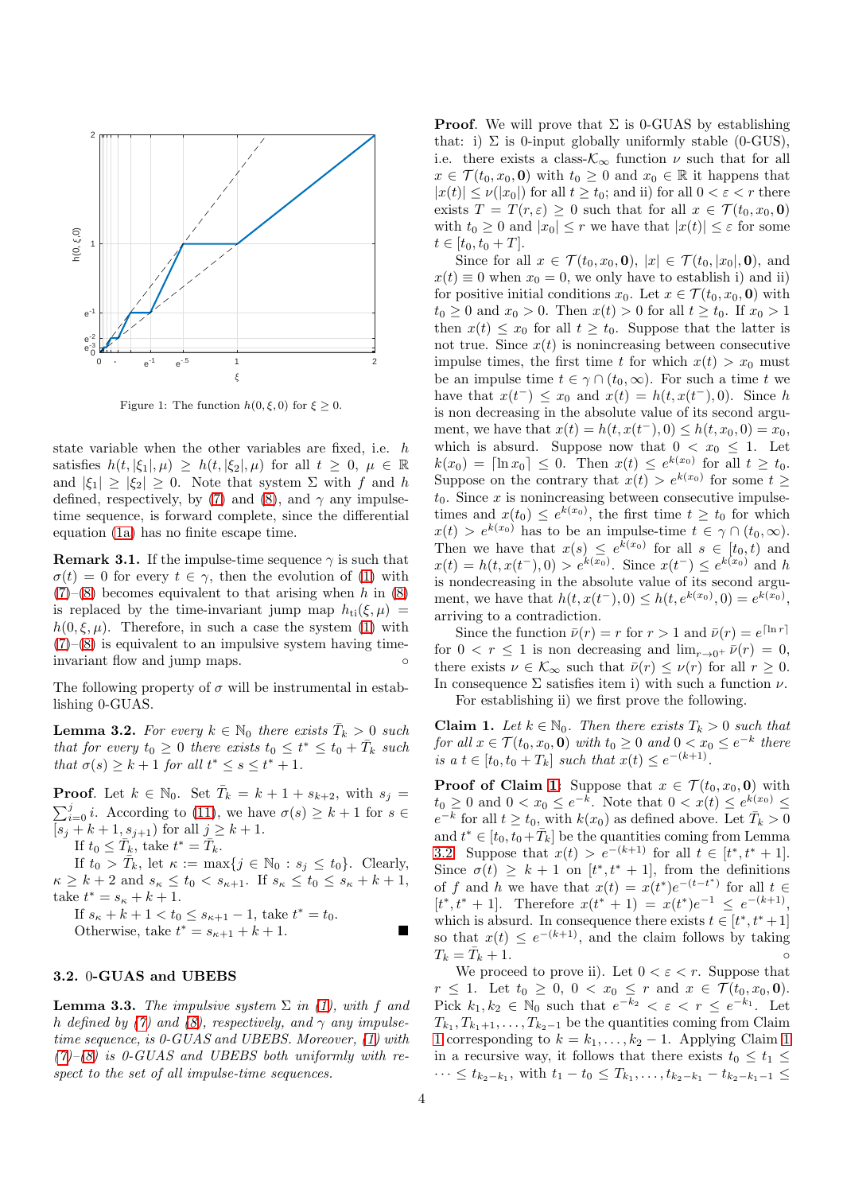Figure 1: The function $h(0, \xi, 0)$ for $\xi \geq 0$.

state variable when the other variables are fixed, i.e. $h$ satisfies $h(t, |\xi_1|, \mu) \geq h(t, |\xi_2|, \mu)$ for all $t \geq 0$, $\mu \in \mathbb{R}$ and $|\xi_1| \geq |\xi_2| \geq 0$. Note that system $\Sigma$ with $f$ and $h$ defined, respectively, by (7) and (8), and $\gamma$ any impulse-time sequence, is forward complete, since the differential equation (1a) has no finite escape time.

**Remark 3.1.** If the impulse-time sequence $\gamma$ is such that $\sigma(t) = 0$ for every $t \in \gamma$, then the evolution of (1) with (7)–(8) becomes equivalent to that arising when $h$ in (8) is replaced by the time-invariant jump map $h_{\text{ti}}(\xi, \mu) = h(0, \xi, \mu)$. Therefore, in such a case the system (1) with (7)–(8) is equivalent to an impulsive system having time-invariant flow and jump maps. $\circ$

The following property of $\sigma$ will be instrumental in establishing 0-GUAS.

**Lemma 3.2.** *For every $k \in \mathbb{N}_0$ there exists $\bar{T}_k > 0$ such that for every $t_0 \geq 0$ there exists $t_0 \leq t^* \leq t_0 + \bar{T}_k$ such that $\sigma(s) \geq k+1$ for all $t^* \leq s \leq t^* + 1$.*

**Proof**. Let $k \in \mathbb{N}_0$. Set $\bar{T}_k = k + 1 + s_{k+2}$, with $s_j = \sum_{i=0}^{j} i$. According to (11), we have $\sigma(s) \geq k+1$ for $s \in [s_j + k + 1, s_{j+1})$ for all $j \geq k+1$.

If $t_0 \leq \bar{T}_k$, take $t^* = \bar{T}_k$.

If $t_0 > \bar{T}_k$, let $\kappa := \max\{j \in \mathbb{N}_0 : s_j \leq t_0\}$. Clearly, $\kappa \geq k+2$ and $s_\kappa \leq t_0 < s_{\kappa+1}$. If $s_\kappa \leq t_0 \leq s_\kappa + k + 1$, take $t^* = s_\kappa + k + 1$.

If $s_\kappa + k + 1 < t_0 \leq s_{\kappa+1} - 1$, take $t^* = t_0$.

Otherwise, take $t^* = s_{\kappa+1} + k + 1$. ■

### 3.2. 0-GUAS and UBEBS

**Lemma 3.3.** *The impulsive system $\Sigma$ in (1), with $f$ and $h$ defined by (7) and (8), respectively, and $\gamma$ any impulse-time sequence, is 0-GUAS and UBEBS. Moreover, (1) with (7)–(8) is 0-GUAS and UBEBS both uniformly with respect to the set of all impulse-time sequences.*

**Proof**. We will prove that $\Sigma$ is 0-GUAS by establishing that: i) $\Sigma$ is 0-input globally uniformly stable (0-GUS), i.e. there exists a class-$\mathcal{K}_\infty$ function $\nu$ such that for all $x \in \mathcal{T}(t_0, x_0, \mathbf{0})$ with $t_0 \geq 0$ and $x_0 \in \mathbb{R}$ it happens that $|x(t)| \leq \nu(|x_0|)$ for all $t \geq t_0$; and ii) for all $0 < \varepsilon < r$ there exists $T = T(r, \varepsilon) \geq 0$ such that for all $x \in \mathcal{T}(t_0, x_0, \mathbf{0})$ with $t_0 \geq 0$ and $|x_0| \leq r$ we have that $|x(t)| \leq \varepsilon$ for some $t \in [t_0, t_0 + T]$.

Since for all $x \in \mathcal{T}(t_0, x_0, \mathbf{0})$, $|x| \in \mathcal{T}(t_0, |x_0|, \mathbf{0})$, and $x(t) \equiv 0$ when $x_0 = 0$, we only have to establish i) and ii) for positive initial conditions $x_0$. Let $x \in \mathcal{T}(t_0, x_0, \mathbf{0})$ with $t_0 \geq 0$ and $x_0 > 0$. Then $x(t) > 0$ for all $t \geq t_0$. If $x_0 > 1$ then $x(t) \leq x_0$ for all $t \geq t_0$. Suppose that the latter is not true. Since $x(t)$ is nonincreasing between consecutive impulse times, the first time $t$ for which $x(t) > x_0$ must be an impulse time $t \in \gamma \cap (t_0, \infty)$. For such a time $t$ we have that $x(t^-) \leq x_0$ and $x(t) = h(t, x(t^-), 0)$. Since $h$ is non decreasing in the absolute value of its second argument, we have that $x(t) = h(t, x(t^-), 0) \leq h(t, x_0, 0) = x_0$, which is absurd. Suppose now that $0 < x_0 \leq 1$. Let $k(x_0) = \lceil \ln x_0 \rceil \leq 0$. Then $x(t) \leq e^{k(x_0)}$ for all $t \geq t_0$. Suppose on the contrary that $x(t) > e^{k(x_0)}$ for some $t \geq t_0$. Since $x$ is nonincreasing between consecutive impulse-times and $x(t_0) \leq e^{k(x_0)}$, the first time $t \geq t_0$ for which $x(t) > e^{k(x_0)}$ has to be an impulse-time $t \in \gamma \cap (t_0, \infty)$. Then we have that $x(s) \leq e^{k(x_0)}$ for all $s \in [t_0, t)$ and $x(t) = h(t, x(t^-), 0) > e^{k(x_0)}$. Since $x(t^-) \leq e^{k(x_0)}$ and $h$ is nondecreasing in the absolute value of its second argument, we have that $h(t, x(t^-), 0) \leq h(t, e^{k(x_0)}, 0) = e^{k(x_0)}$, arriving to a contradiction.

Since the function $\bar{\nu}(r) = r$ for $r > 1$ and $\bar{\nu}(r) = e^{\lceil \ln r \rceil}$ for $0 < r \leq 1$ is non decreasing and $\lim_{r \to 0^+} \bar{\nu}(r) = 0$, there exists $\nu \in \mathcal{K}_\infty$ such that $\bar{\nu}(r) \leq \nu(r)$ for all $r \geq 0$. In consequence $\Sigma$ satisfies item i) with such a function $\nu$.

For establishing ii) we first prove the following.

**Claim 1.** *Let $k \in \mathbb{N}_0$. Then there exists $T_k > 0$ such that for all $x \in \mathcal{T}(t_0, x_0, \mathbf{0})$ with $t_0 \geq 0$ and $0 < x_0 \leq e^{-k}$ there is a $t \in [t_0, t_0 + T_k]$ such that $x(t) \leq e^{-(k+1)}$.*

**Proof of Claim 1.** Suppose that $x \in \mathcal{T}(t_0, x_0, \mathbf{0})$ with $t_0 \geq 0$ and $0 < x_0 \leq e^{-k}$. Note that $0 < x(t) \leq e^{k(x_0)} \leq e^{-k}$ for all $t \geq t_0$, with $k(x_0)$ as defined above. Let $\bar{T}_k > 0$ and $t^* \in [t_0, t_0 + \bar{T}_k]$ be the quantities coming from Lemma 3.2. Suppose that $x(t) > e^{-(k+1)}$ for all $t \in [t^*, t^* + 1]$. Since $\sigma(t) \geq k+1$ on $[t^*, t^* + 1]$, from the definitions of $f$ and $h$ we have that $x(t) = x(t^*) e^{-(t - t^*)}$ for all $t \in [t^*, t^* + 1]$. Therefore $x(t^* + 1) = x(t^*) e^{-1} \leq e^{-(k+1)}$, which is absurd. In consequence there exists $t \in [t^*, t^* + 1]$ so that $x(t) \leq e^{-(k+1)}$, and the claim follows by taking $T_k = \bar{T}_k + 1$. $\circ$

We proceed to prove ii). Let $0 < \varepsilon < r$. Suppose that $r \leq 1$. Let $t_0 \geq 0$, $0 < x_0 \leq r$ and $x \in \mathcal{T}(t_0, x_0, \mathbf{0})$. Pick $k_1, k_2 \in \mathbb{N}_0$ such that $e^{-k_2} < \varepsilon < r \leq e^{-k_1}$. Let $T_{k_1}, T_{k_1+1}, \ldots, T_{k_2-1}$ be the quantities coming from Claim 1 corresponding to $k = k_1, \ldots, k_2 - 1$. Applying Claim 1 in a recursive way, it follows that there exists $t_0 \leq t_1 \leq \cdots \leq t_{k_2-k_1}$, with $t_1 - t_0 \leq T_{k_1}, \ldots, t_{k_2-k_1} - t_{k_2-k_1-1} \leq$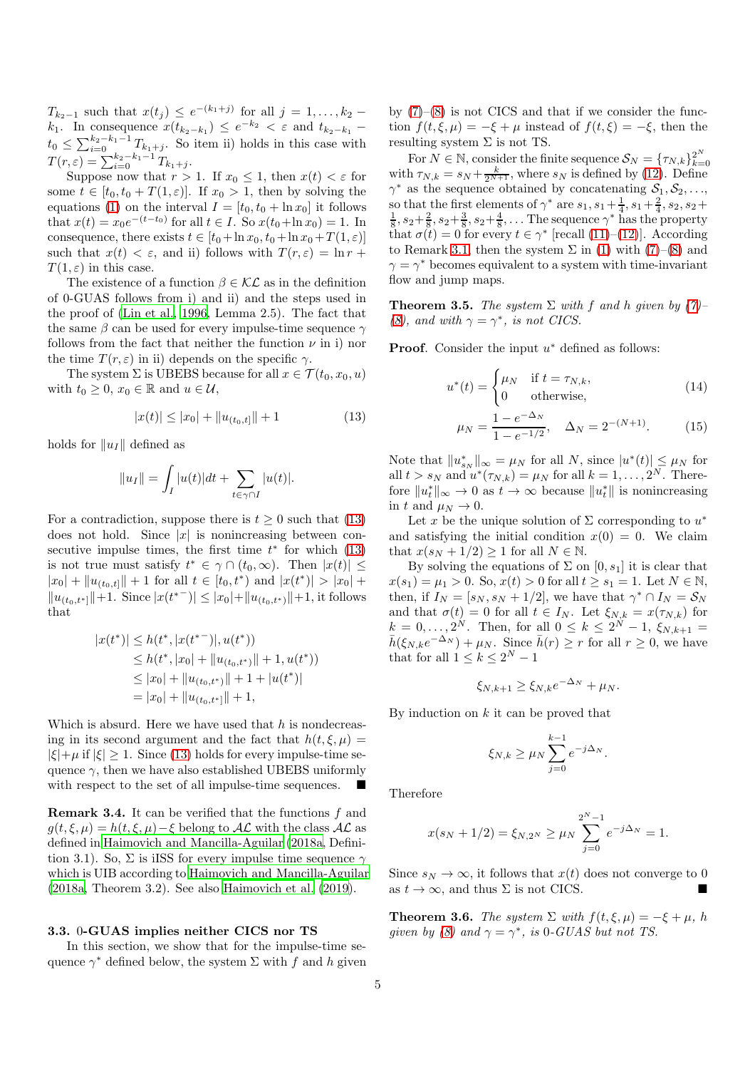$T_{k_2-1}$ such that $x(t_j) \le e^{-(k_1+j)}$ for all $j = 1, \ldots, k_2 - k_1$. In consequence $x(t_{k_2-k_1}) \le e^{-k_2} < \varepsilon$ and $t_{k_2-k_1} - t_0 \le \sum_{i=0}^{k_2-k_1-1} T_{k_1+j}$. So item ii) holds in this case with $T(r,\varepsilon) = \sum_{i=0}^{k_2-k_1-1} T_{k_1+j}$.

Suppose now that $r > 1$. If $x_0 \le 1$, then $x(t) < \varepsilon$ for some $t \in [t_0, t_0 + T(1,\varepsilon)]$. If $x_0 > 1$, then by solving the equations (1) on the interval $I = [t_0, t_0 + \ln x_0]$ it follows that $x(t) = x_0 e^{-(t-t_0)}$ for all $t \in I$. So $x(t_0 + \ln x_0) = 1$. In consequence, there exists $t \in [t_0 + \ln x_0, t_0 + \ln x_0 + T(1,\varepsilon)]$ such that $x(t) < \varepsilon$, and ii) follows with $T(r,\varepsilon) = \ln r + T(1,\varepsilon)$ in this case.

The existence of a function $\beta \in \mathcal{KL}$ as in the definition of 0-GUAS follows from i) and ii) and the steps used in the proof of (Lin et al., 1996, Lemma 2.5). The fact that the same $\beta$ can be used for every impulse-time sequence $\gamma$ follows from the fact that neither the function $\nu$ in i) nor the time $T(r,\varepsilon)$ in ii) depends on the specific $\gamma$.

The system $\Sigma$ is UBEBS because for all $x \in \mathcal{T}(t_0, x_0, u)$ with $t_0 \ge 0$, $x_0 \in \mathbb{R}$ and $u \in \mathcal{U}$,

$$|x(t)| \le |x_0| + \|u_{(t_0,t]}\| + 1 \tag{13}$$

holds for $\|u_I\|$ defined as

$$\|u_I\| = \int_I |u(t)|dt + \sum_{t \in \gamma \cap I} |u(t)|.$$

For a contradiction, suppose there is $t \ge 0$ such that (13) does not hold. Since $|x|$ is nonincreasing between consecutive impulse times, the first time $t^*$ for which (13) is not true must satisfy $t^* \in \gamma \cap (t_0, \infty)$. Then $|x(t)| \le |x_0| + \|u_{(t_0,t]}\| + 1$ for all $t \in [t_0, t^*)$ and $|x(t^*)| > |x_0| + \|u_{(t_0,t^*]}\| + 1$. Since $|x(t^{*-})| \le |x_0| + \|u_{(t_0,t^*)}\| + 1$, it follows that

$$\begin{aligned}
|x(t^*)| &\le h(t^*, |x(t^{*-})|, u(t^*)) \\
&\le h(t^*, |x_0| + \|u_{(t_0,t^*)}\| + 1, u(t^*)) \\
&\le |x_0| + \|u_{(t_0,t^*)}\| + 1 + |u(t^*)| \\
&= |x_0| + \|u_{(t_0,t^*]}\| + 1,
\end{aligned}$$

Which is absurd. Here we have used that $h$ is nondecreasing in its second argument and the fact that $h(t,\xi,\mu) = |\xi| + \mu$ if $|\xi| \ge 1$. Since (13) holds for every impulse-time sequence $\gamma$, then we have also established UBEBS uniformly with respect to the set of all impulse-time sequences. ∎

**Remark 3.4.** It can be verified that the functions $f$ and $g(t,\xi,\mu) = h(t,\xi,\mu) - \xi$ belong to $\mathcal{AL}$ with the class $\mathcal{AL}$ as defined in Haimovich and Mancilla-Aguilar (2018a, Definition 3.1). So, $\Sigma$ is iISS for every impulse time sequence $\gamma$ which is UIB according to Haimovich and Mancilla-Aguilar (2018a, Theorem 3.2). See also Haimovich et al. (2019).

### 3.3. 0-GUAS implies neither CICS nor TS

In this section, we show that for the impulse-time sequence $\gamma^*$ defined below, the system $\Sigma$ with $f$ and $h$ given by (7)–(8) is not CICS and that if we consider the function $f(t,\xi,\mu) = -\xi + \mu$ instead of $f(t,\xi) = -\xi$, then the resulting system $\Sigma$ is not TS.

For $N \in \mathbb{N}$, consider the finite sequence $\mathcal{S}_N = \{\tau_{N,k}\}_{k=0}^{2^N}$ with $\tau_{N,k} = s_N + \frac{k}{2^{N+1}}$, where $s_N$ is defined by (12). Define $\gamma^*$ as the sequence obtained by concatenating $\mathcal{S}_1, \mathcal{S}_2, \ldots$, so that the first elements of $\gamma^*$ are $s_1, s_1 + \frac{1}{4}, s_1 + \frac{2}{4}, s_2, s_2 + \frac{1}{8}, s_2 + \frac{2}{8}, s_2 + \frac{3}{8}, s_2 + \frac{4}{8}, \ldots$ The sequence $\gamma^*$ has the property that $\sigma(t) = 0$ for every $t \in \gamma^*$ [recall (11)–(12)]. According to Remark 3.1, then the system $\Sigma$ in (1) with (7)–(8) and $\gamma = \gamma^*$ becomes equivalent to a system with time-invariant flow and jump maps.

**Theorem 3.5.** *The system $\Sigma$ with $f$ and $h$ given by (7)–(8), and with $\gamma = \gamma^*$, is not CICS.*

**Proof**. Consider the input $u^*$ defined as follows:

$$u^*(t) = \begin{cases} \mu_N & \text{if } t = \tau_{N,k}, \\ 0 & \text{otherwise}, \end{cases} \tag{14}$$

$$\mu_N = \frac{1 - e^{-\Delta_N}}{1 - e^{-1/2}}, \quad \Delta_N = 2^{-(N+1)}. \tag{15}$$

Note that $\|u^*_{s_N}\|_\infty = \mu_N$ for all $N$, since $|u^*(t)| \le \mu_N$ for all $t > s_N$ and $u^*(\tau_{N,k}) = \mu_N$ for all $k = 1, \ldots, 2^N$. Therefore $\|u^*_t\|_\infty \to 0$ as $t \to \infty$ because $\|u^*_t\|$ is nonincreasing in $t$ and $\mu_N \to 0$.

Let $x$ be the unique solution of $\Sigma$ corresponding to $u^*$ and satisfying the initial condition $x(0) = 0$. We claim that $x(s_N + 1/2) \ge 1$ for all $N \in \mathbb{N}$.

By solving the equations of $\Sigma$ on $[0, s_1]$ it is clear that $x(s_1) = \mu_1 > 0$. So, $x(t) > 0$ for all $t \ge s_1 = 1$. Let $N \in \mathbb{N}$, then, if $I_N = [s_N, s_N + 1/2]$, we have that $\gamma^* \cap I_N = \mathcal{S}_N$ and that $\sigma(t) = 0$ for all $t \in I_N$. Let $\xi_{N,k} = x(\tau_{N,k})$ for $k = 0, \ldots, 2^N$. Then, for all $0 \le k \le 2^N - 1$, $\xi_{N,k+1} = \bar{h}(\xi_{N,k} e^{-\Delta_N}) + \mu_N$. Since $\bar{h}(r) \ge r$ for all $r \ge 0$, we have that for all $1 \le k \le 2^N - 1$

$$\xi_{N,k+1} \ge \xi_{N,k} e^{-\Delta_N} + \mu_N.$$

By induction on $k$ it can be proved that

$$\xi_{N,k} \ge \mu_N \sum_{j=0}^{k-1} e^{-j\Delta_N}.$$

Therefore

$$x(s_N + 1/2) = \xi_{N,2^N} \ge \mu_N \sum_{j=0}^{2^N-1} e^{-j\Delta_N} = 1.$$

Since $s_N \to \infty$, it follows that $x(t)$ does not converge to 0 as $t \to \infty$, and thus $\Sigma$ is not CICS. ∎

**Theorem 3.6.** *The system $\Sigma$ with $f(t,\xi,\mu) = -\xi + \mu$, $h$ given by (8) and $\gamma = \gamma^*$, is 0-GUAS but not TS.*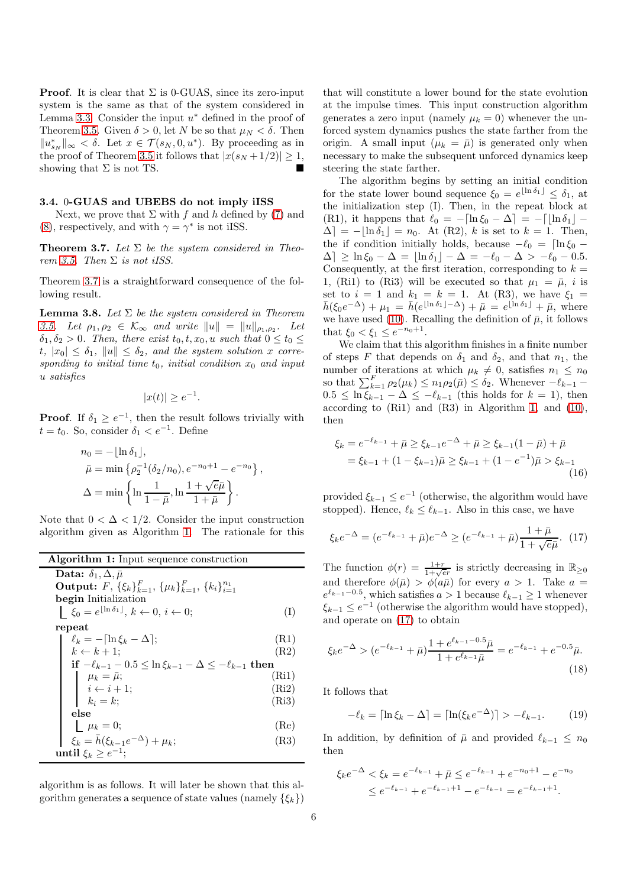**Proof**. It is clear that $\Sigma$ is 0-GUAS, since its zero-input system is the same as that of the system considered in Lemma 3.3. Consider the input $u^*$ defined in the proof of Theorem 3.5. Given $\delta > 0$, let $N$ be so that $\mu_N < \delta$. Then $\|u^*_{s_N}\|_\infty < \delta$. Let $x \in \mathcal{T}(s_N, 0, u^*)$. By proceeding as in the proof of Theorem 3.5 it follows that $|x(s_N + 1/2)| \geq 1$, showing that $\Sigma$ is not TS. ∎

### 3.4. 0-GUAS and UBEBS do not imply iISS

Next, we prove that $\Sigma$ with $f$ and $h$ defined by (7) and (8), respectively, and with $\gamma = \gamma^*$ is not iISS.

**Theorem 3.7.** *Let $\Sigma$ be the system considered in Theorem 3.5. Then $\Sigma$ is not iISS.*

Theorem 3.7 is a straightforward consequence of the following result.

**Lemma 3.8.** *Let $\Sigma$ be the system considered in Theorem 3.5. Let $\rho_1, \rho_2 \in \mathcal{K}_\infty$ and write $\|u\| = \|u\|_{\rho_1,\rho_2}$. Let $\delta_1, \delta_2 > 0$. Then, there exist $t_0, t, x_0, u$ such that $0 \leq t_0 \leq t$, $|x_0| \leq \delta_1$, $\|u\| \leq \delta_2$, and the system solution $x$ corresponding to initial time $t_0$, initial condition $x_0$ and input $u$ satisfies*

$$|x(t)| \geq e^{-1}.$$

**Proof**. If $\delta_1 \geq e^{-1}$, then the result follows trivially with $t = t_0$. So, consider $\delta_1 < e^{-1}$. Define

$$\begin{aligned}
n_0 &= -\lfloor \ln \delta_1 \rfloor, \\
\bar{\mu} &= \min\left\{\rho_2^{-1}(\delta_2/n_0), e^{-n_0+1} - e^{-n_0}\right\}, \\
\Delta &= \min\left\{\ln \frac{1}{1-\bar{\mu}}, \ln \frac{1+\sqrt{e}\bar{\mu}}{1+\bar{\mu}}\right\}.
\end{aligned}$$

Note that $0 < \Delta < 1/2$. Consider the input construction algorithm given as Algorithm 1. The rationale for this algorithm is as follows. It will later be shown that this algorithm generates a sequence of state values (namely $\{\xi_k\}$) that will constitute a lower bound for the state evolution at the impulse times. This input construction algorithm generates a zero input (namely $\mu_k = 0$) whenever the unforced system dynamics pushes the state farther from the origin. A small input ($\mu_k = \bar{\mu}$) is generated only when necessary to make the subsequent unforced dynamics keep steering the state farther.

```
Algorithm 1: Input sequence construction
Data: δ1, Δ, μ̄
Output: F, {ξ_k}_{k=1}^F, {μ_k}_{k=1}^F, {k_i}_{i=1}^{n1}
begin Initialization
    ξ_0 = e^{⌊ln δ1⌋}, k ← 0, i ← 0;                         (I)
repeat
    ℓ_k = −⌈ln ξ_k − Δ⌉;                                       (R1)
    k ← k + 1;                                                 (R2)
    if −ℓ_{k−1} − 0.5 ≤ ln ξ_{k−1} − Δ ≤ −ℓ_{k−1} then
        μ_k = μ̄;                                               (Ri1)
        i ← i + 1;                                             (Ri2)
        k_i = k;                                               (Ri3)
    else
        μ_k = 0;                                               (Re)
    ξ_k = h̄(ξ_{k−1} e^{−Δ}) + μ_k;                              (R3)
until ξ_k ≥ e^{−1};
```

The algorithm begins by setting an initial condition for the state lower bound sequence $\xi_0 = e^{\lfloor \ln \delta_1 \rfloor} \leq \delta_1$, at the initialization step (I). Then, in the repeat block at (R1), it happens that $\ell_0 = -\lceil \ln \xi_0 - \Delta \rceil = -\lceil \lfloor \ln \delta_1 \rfloor - \Delta \rceil = -\lfloor \ln \delta_1 \rfloor = n_0$. At (R2), $k$ is set to $k = 1$. Then, the if condition initially holds, because $-\ell_0 = \lceil \ln \xi_0 - \Delta \rceil \geq \ln \xi_0 - \Delta = \lfloor \ln \delta_1 \rfloor - \Delta = -\ell_0 - \Delta > -\ell_0 - 0.5$. Consequently, at the first iteration, corresponding to $k = 1$, (Ri1) to (Ri3) will be executed so that $\mu_1 = \bar{\mu}$, $i$ is set to $i = 1$ and $k_1 = k = 1$. At (R3), we have $\xi_1 = \bar{h}(\xi_0 e^{-\Delta}) + \mu_1 = \bar{h}(e^{\lfloor \ln \delta_1 \rfloor - \Delta}) + \bar{\mu} = e^{\lfloor \ln \delta_1 \rfloor} + \bar{\mu}$, where we have used (10). Recalling the definition of $\bar{\mu}$, it follows that $\xi_0 < \xi_1 \leq e^{-n_0+1}$.

We claim that this algorithm finishes in a finite number of steps $F$ that depends on $\delta_1$ and $\delta_2$, and that $n_1$, the number of iterations at which $\mu_k \neq 0$, satisfies $n_1 \leq n_0$ so that $\sum_{k=1}^F \rho_2(\mu_k) \leq n_1 \rho_2(\bar{\mu}) \leq \delta_2$. Whenever $-\ell_{k-1} - 0.5 \leq \ln \xi_{k-1} - \Delta \leq -\ell_{k-1}$ (this holds for $k = 1$), then according to (Ri1) and (R3) in Algorithm 1, and (10), then

$$\begin{aligned}
\xi_k &= e^{-\ell_{k-1}} + \bar{\mu} \geq \xi_{k-1} e^{-\Delta} + \bar{\mu} \geq \xi_{k-1}(1 - \bar{\mu}) + \bar{\mu} \\
&= \xi_{k-1} + (1 - \xi_{k-1})\bar{\mu} \geq \xi_{k-1} + (1 - e^{-1})\bar{\mu} > \xi_{k-1}
\end{aligned} \tag{16}$$

provided $\xi_{k-1} \leq e^{-1}$ (otherwise, the algorithm would have stopped). Hence, $\ell_k \leq \ell_{k-1}$. Also in this case, we have

$$\xi_k e^{-\Delta} = (e^{-\ell_{k-1}} + \bar{\mu}) e^{-\Delta} \geq (e^{-\ell_{k-1}} + \bar{\mu}) \frac{1 + \bar{\mu}}{1 + \sqrt{e}\bar{\mu}}. \tag{17}$$

The function $\phi(r) = \frac{1+r}{1+\sqrt{e}r}$ is strictly decreasing in $\mathbb{R}_{\geq 0}$ and therefore $\phi(\bar{\mu}) > \phi(a\bar{\mu})$ for every $a > 1$. Take $a = e^{\ell_{k-1} - 0.5}$, which satisfies $a > 1$ because $\ell_{k-1} \geq 1$ whenever $\xi_{k-1} \leq e^{-1}$ (otherwise the algorithm would have stopped), and operate on (17) to obtain

$$\xi_k e^{-\Delta} > (e^{-\ell_{k-1}} + \bar{\mu}) \frac{1 + e^{\ell_{k-1} - 0.5}\bar{\mu}}{1 + e^{\ell_{k-1}}\bar{\mu}} = e^{-\ell_{k-1}} + e^{-0.5}\bar{\mu}. \tag{18}$$

It follows that

$$-\ell_k = \lceil \ln \xi_k - \Delta \rceil = \lceil \ln(\xi_k e^{-\Delta}) \rceil > -\ell_{k-1}. \tag{19}$$

In addition, by definition of $\bar{\mu}$ and provided $\ell_{k-1} \leq n_0$ then

$$\begin{aligned}
\xi_k e^{-\Delta} &< \xi_k = e^{-\ell_{k-1}} + \bar{\mu} \leq e^{-\ell_{k-1}} + e^{-n_0+1} - e^{-n_0} \\
&\leq e^{-\ell_{k-1}} + e^{-\ell_{k-1}+1} - e^{-\ell_{k-1}} = e^{-\ell_{k-1}+1}.
\end{aligned}$$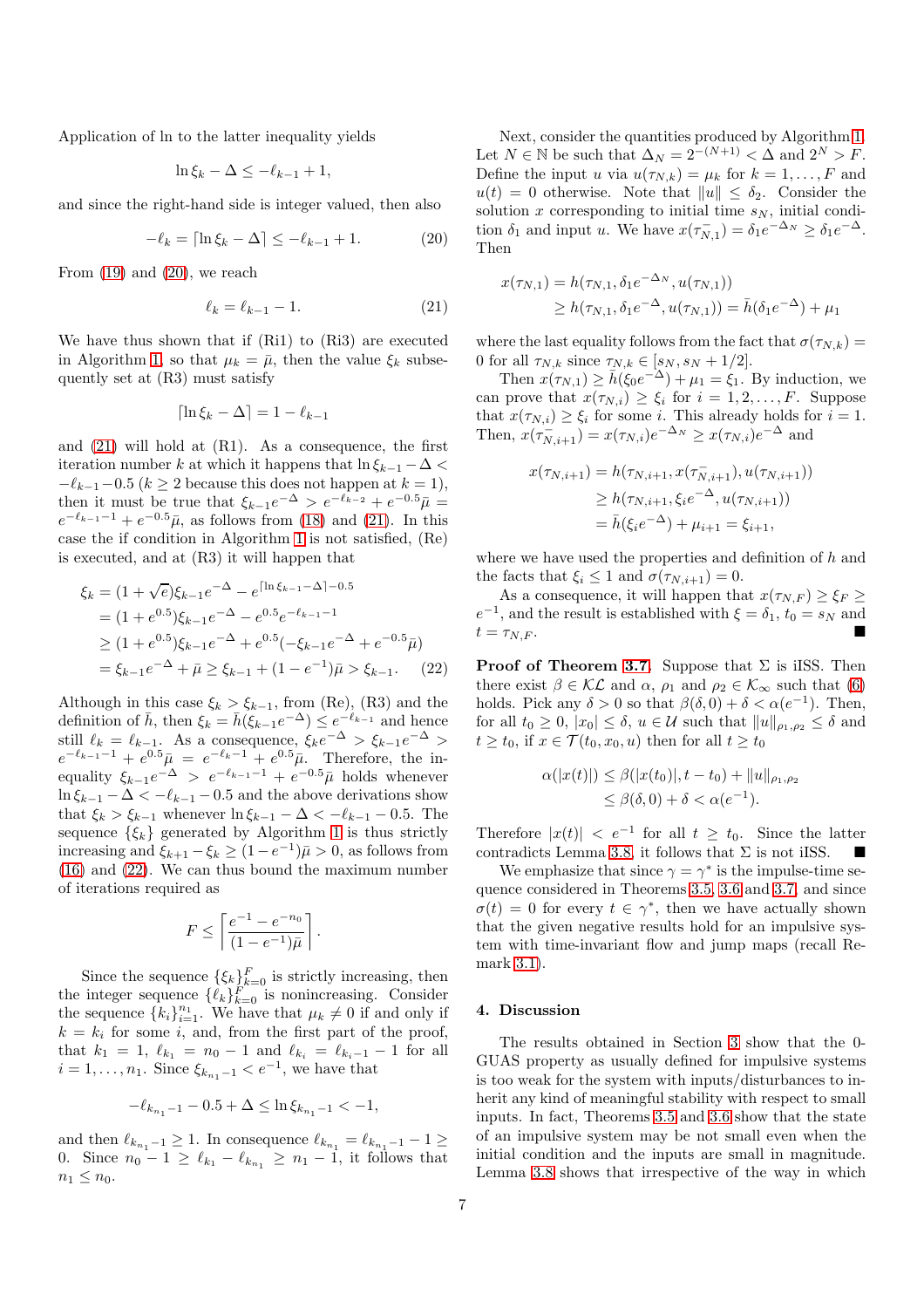Application of ln to the latter inequality yields

$$\ln \xi_k - \Delta \leq -\ell_{k-1} + 1,$$

and since the right-hand side is integer valued, then also

$$-\ell_k = \lceil \ln \xi_k - \Delta \rceil \leq -\ell_{k-1} + 1. \tag{20}$$

From (19) and (20), we reach

$$\ell_k = \ell_{k-1} - 1. \tag{21}$$

We have thus shown that if (Ri1) to (Ri3) are executed in Algorithm 1, so that $\mu_k = \bar{\mu}$, then the value $\xi_k$ subsequently set at (R3) must satisfy

$$\lceil \ln \xi_k - \Delta \rceil = 1 - \ell_{k-1}$$

and (21) will hold at (R1). As a consequence, the first iteration number $k$ at which it happens that $\ln \xi_{k-1} - \Delta < -\ell_{k-1} - 0.5$ ($k \geq 2$ because this does not happen at $k = 1$), then it must be true that $\xi_{k-1} e^{-\Delta} > e^{-\ell_{k-2}} + e^{-0.5}\bar{\mu} = e^{-\ell_{k-1}-1} + e^{-0.5}\bar{\mu}$, as follows from (18) and (21). In this case the if condition in Algorithm 1 is not satisfied, (Re) is executed, and at (R3) it will happen that

$$\begin{aligned}
\xi_k &= (1 + \sqrt{e})\xi_{k-1} e^{-\Delta} - e^{\lceil \ln \xi_{k-1} - \Delta \rceil - 0.5} \\
&= (1 + e^{0.5})\xi_{k-1} e^{-\Delta} - e^{0.5} e^{-\ell_{k-1}-1} \\
&\geq (1 + e^{0.5})\xi_{k-1} e^{-\Delta} + e^{0.5}(-\xi_{k-1} e^{-\Delta} + e^{-0.5}\bar{\mu}) \\
&= \xi_{k-1} e^{-\Delta} + \bar{\mu} \geq \xi_{k-1} + (1 - e^{-1})\bar{\mu} > \xi_{k-1}.
\end{aligned} \tag{22}$$

Although in this case $\xi_k > \xi_{k-1}$, from (Re), (R3) and the definition of $\bar{h}$, then $\xi_k = \bar{h}(\xi_{k-1} e^{-\Delta}) \leq e^{-\ell_{k-1}}$ and hence still $\ell_k = \ell_{k-1}$. As a consequence, $\xi_k e^{-\Delta} > \xi_{k-1} e^{-\Delta} > e^{-\ell_{k-1}-1} + e^{0.5}\bar{\mu} = e^{-\ell_k - 1} + e^{0.5}\bar{\mu}$. Therefore, the inequality $\xi_{k-1} e^{-\Delta} > e^{-\ell_{k-1}-1} + e^{-0.5}\bar{\mu}$ holds whenever $\ln \xi_{k-1} - \Delta < -\ell_{k-1} - 0.5$ and the above derivations show that $\xi_k > \xi_{k-1}$ whenever $\ln \xi_{k-1} - \Delta < -\ell_{k-1} - 0.5$. The sequence $\{\xi_k\}$ generated by Algorithm 1 is thus strictly increasing and $\xi_{k+1} - \xi_k \geq (1 - e^{-1})\bar{\mu} > 0$, as follows from (16) and (22). We can thus bound the maximum number of iterations required as

$$F \leq \left\lceil \frac{e^{-1} - e^{-n_0}}{(1 - e^{-1})\bar{\mu}} \right\rceil.$$

Since the sequence $\{\xi_k\}_{k=0}^F$ is strictly increasing, then the integer sequence $\{\ell_k\}_{k=0}^F$ is nonincreasing. Consider the sequence $\{k_i\}_{i=1}^{n_1}$. We have that $\mu_k \neq 0$ if and only if $k = k_i$ for some $i$, and, from the first part of the proof, that $k_1 = 1$, $\ell_{k_1} = n_0 - 1$ and $\ell_{k_i} = \ell_{k_i - 1} - 1$ for all $i = 1, \ldots, n_1$. Since $\xi_{k_{n_1} - 1} < e^{-1}$, we have that

$$-\ell_{k_{n_1}-1} - 0.5 + \Delta \leq \ln \xi_{k_{n_1}-1} < -1,$$

and then $\ell_{k_{n_1}-1} \geq 1$. In consequence $\ell_{k_{n_1}} = \ell_{k_{n_1}-1} - 1 \geq 0$. Since $n_0 - 1 \geq \ell_{k_1} - \ell_{k_{n_1}} \geq n_1 - 1$, it follows that $n_1 \leq n_0$.

Next, consider the quantities produced by Algorithm 1. Let $N \in \mathbb{N}$ be such that $\Delta_N = 2^{-(N+1)} < \Delta$ and $2^N > F$. Define the input $u$ via $u(\tau_{N,k}) = \mu_k$ for $k = 1, \ldots, F$ and $u(t) = 0$ otherwise. Note that $\|u\| \leq \delta_2$. Consider the solution $x$ corresponding to initial time $s_N$, initial condition $\delta_1$ and input $u$. We have $x(\tau_{N,1}^-) = \delta_1 e^{-\Delta_N} \geq \delta_1 e^{-\Delta}$. Then

$$\begin{aligned}
x(\tau_{N,1}) &= h(\tau_{N,1}, \delta_1 e^{-\Delta_N}, u(\tau_{N,1})) \\
&\geq h(\tau_{N,1}, \delta_1 e^{-\Delta}, u(\tau_{N,1})) = \bar{h}(\delta_1 e^{-\Delta}) + \mu_1
\end{aligned}$$

where the last equality follows from the fact that $\sigma(\tau_{N,k}) = 0$ for all $\tau_{N,k}$ since $\tau_{N,k} \in [s_N, s_N + 1/2]$.

Then $x(\tau_{N,1}) \geq \bar{h}(\xi_0 e^{-\Delta}) + \mu_1 = \xi_1$. By induction, we can prove that $x(\tau_{N,i}) \geq \xi_i$ for $i = 1, 2, \ldots, F$. Suppose that $x(\tau_{N,i}) \geq \xi_i$ for some $i$. This already holds for $i = 1$. Then, $x(\tau_{N,i+1}^-) = x(\tau_{N,i}) e^{-\Delta_N} \geq x(\tau_{N,i}) e^{-\Delta}$ and

$$\begin{aligned}
x(\tau_{N,i+1}) &= h(\tau_{N,i+1}, x(\tau_{N,i+1}^-), u(\tau_{N,i+1})) \\
&\geq h(\tau_{N,i+1}, \xi_i e^{-\Delta}, u(\tau_{N,i+1})) \\
&= \bar{h}(\xi_i e^{-\Delta}) + \mu_{i+1} = \xi_{i+1},
\end{aligned}$$

where we have used the properties and definition of $h$ and the facts that $\xi_i \leq 1$ and $\sigma(\tau_{N,i+1}) = 0$.

As a consequence, it will happen that $x(\tau_{N,F}) \geq \xi_F \geq e^{-1}$, and the result is established with $\xi = \delta_1$, $t_0 = s_N$ and $t = \tau_{N,F}$. ∎

**Proof of Theorem 3.7.** Suppose that $\Sigma$ is iISS. Then there exist $\beta \in \mathcal{KL}$ and $\alpha$, $\rho_1$ and $\rho_2 \in \mathcal{K}_\infty$ such that (6) holds. Pick any $\delta > 0$ so that $\beta(\delta, 0) + \delta < \alpha(e^{-1})$. Then, for all $t_0 \geq 0$, $|x_0| \leq \delta$, $u \in \mathcal{U}$ such that $\|u\|_{\rho_1,\rho_2} \leq \delta$ and $t \geq t_0$, if $x \in \mathcal{T}(t_0, x_0, u)$ then for all $t \geq t_0$

$$\begin{aligned}
\alpha(|x(t)|) &\leq \beta(|x(t_0)|, t - t_0) + \|u\|_{\rho_1,\rho_2} \\
&\leq \beta(\delta, 0) + \delta < \alpha(e^{-1}).
\end{aligned}$$

Therefore $|x(t)| < e^{-1}$ for all $t \geq t_0$. Since the latter contradicts Lemma 3.8, it follows that $\Sigma$ is not iISS. ∎

We emphasize that since $\gamma = \gamma^*$ is the impulse-time sequence considered in Theorems 3.5, 3.6 and 3.7, and since $\sigma(t) = 0$ for every $t \in \gamma^*$, then we have actually shown that the given negative results hold for an impulsive system with time-invariant flow and jump maps (recall Remark 3.1).

## 4. Discussion

The results obtained in Section 3 show that the 0-GUAS property as usually defined for impulsive systems is too weak for the system with inputs/disturbances to inherit any kind of meaningful stability with respect to small inputs. In fact, Theorems 3.5 and 3.6 show that the state of an impulsive system may be not small even when the initial condition and the inputs are small in magnitude. Lemma 3.8 shows that irrespective of the way in which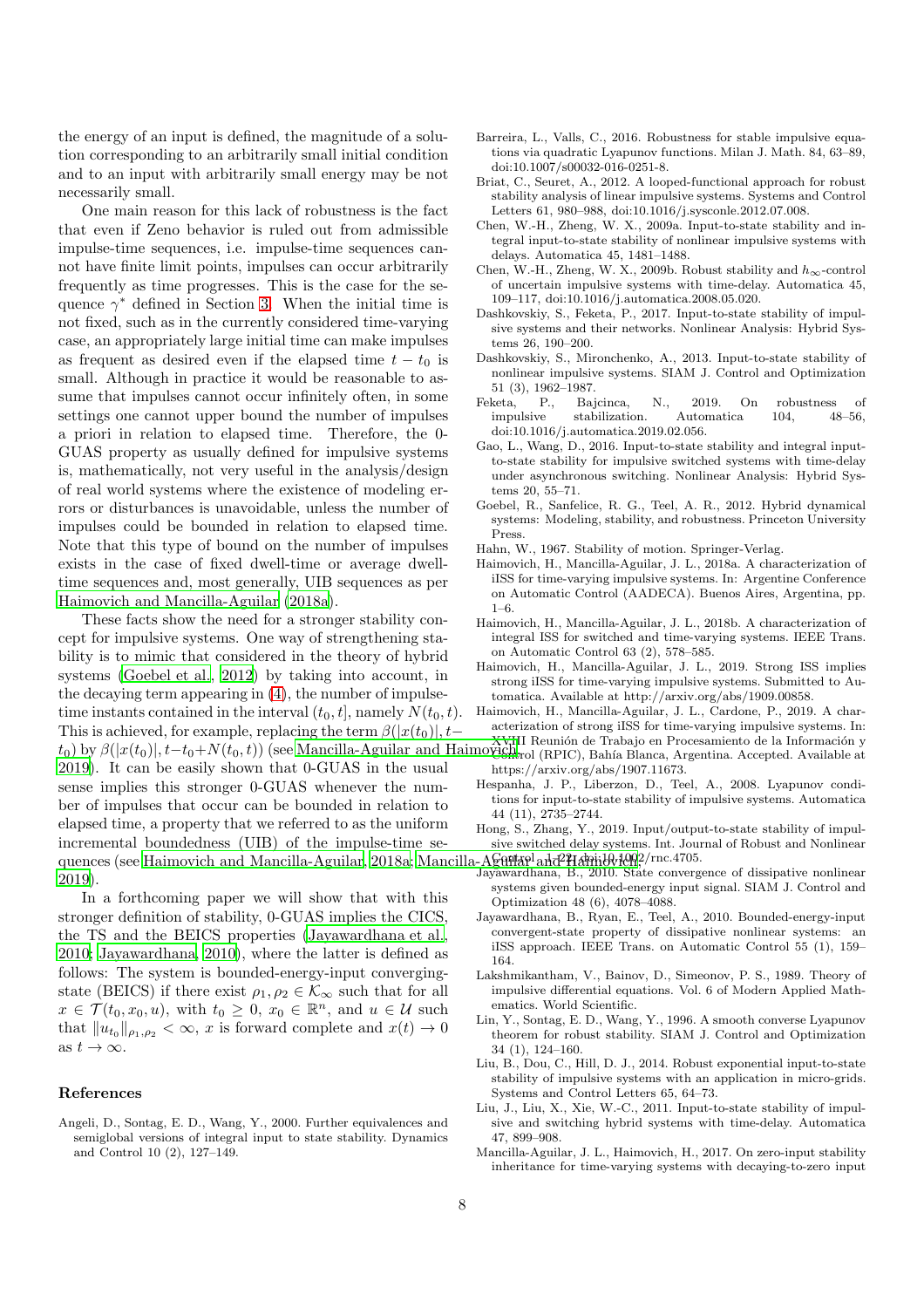the energy of an input is defined, the magnitude of a solution corresponding to an arbitrarily small initial condition and to an input with arbitrarily small energy may be not necessarily small.

One main reason for this lack of robustness is the fact that even if Zeno behavior is ruled out from admissible impulse-time sequences, i.e. impulse-time sequences cannot have finite limit points, impulses can occur arbitrarily frequently as time progresses. This is the case for the sequence $\gamma^*$ defined in Section 3. When the initial time is not fixed, such as in the currently considered time-varying case, an appropriately large initial time can make impulses as frequent as desired even if the elapsed time $t - t_0$ is small. Although in practice it would be reasonable to assume that impulses cannot occur infinitely often, in some settings one cannot upper bound the number of impulses a priori in relation to elapsed time. Therefore, the 0-GUAS property as usually defined for impulsive systems is, mathematically, not very useful in the analysis/design of real world systems where the existence of modeling errors or disturbances is unavoidable, unless the number of impulses could be bounded in relation to elapsed time. Note that this type of bound on the number of impulses exists in the case of fixed dwell-time or average dwell-time sequences and, most generally, UIB sequences as per Haimovich and Mancilla-Aguilar (2018a).

These facts show the need for a stronger stability concept for impulsive systems. One way of strengthening stability is to mimic that considered in the theory of hybrid systems (Goebel et al., 2012) by taking into account, in the decaying term appearing in (4), the number of impulse-time instants contained in the interval $(t_0, t]$, namely $N(t_0, t)$. This is achieved, for example, replacing the term $\beta(|x(t_0)|, t-t_0)$ by $\beta(|x(t_0)|, t-t_0+N(t_0,t))$ (see Mancilla-Aguilar and Haimovich, 2019). It can be easily shown that 0-GUAS in the usual sense implies this stronger 0-GUAS whenever the number of impulses that occur can be bounded in relation to elapsed time, a property that we referred to as the uniform incremental boundedness (UIB) of the impulse-time sequences (see Haimovich and Mancilla-Aguilar, 2018a; Mancilla-Aguilar and Haimovich, 2019).

In a forthcoming paper we will show that with this stronger definition of stability, 0-GUAS implies the CICS, the TS and the BEICS properties (Jayawardhana et al., 2010; Jayawardhana, 2010), where the latter is defined as follows: The system is bounded-energy-input converging-state (BEICS) if there exist $\rho_1, \rho_2 \in \mathcal{K}_\infty$ such that for all $x \in \mathcal{T}(t_0, x_0, u)$, with $t_0 \geq 0$, $x_0 \in \mathbb{R}^n$, and $u \in \mathcal{U}$ such that $\|u_{t_0}\|_{\rho_1,\rho_2} < \infty$, $x$ is forward complete and $x(t) \to 0$ as $t \to \infty$.

## References

Angeli, D., Sontag, E. D., Wang, Y., 2000. Further equivalences and semiglobal versions of integral input to state stability. Dynamics and Control 10 (2), 127–149.

Barreira, L., Valls, C., 2016. Robustness for stable impulsive equations via quadratic Lyapunov functions. Milan J. Math. 84, 63–89, doi:10.1007/s00032-016-0251-8.

Briat, C., Seuret, A., 2012. A looped-functional approach for robust stability analysis of linear impulsive systems. Systems and Control Letters 61, 980–988, doi:10.1016/j.sysconle.2012.07.008.

Chen, W.-H., Zheng, W. X., 2009a. Input-to-state stability and integral input-to-state stability of nonlinear impulsive systems with delays. Automatica 45, 1481–1488.

Chen, W.-H., Zheng, W. X., 2009b. Robust stability and $h_\infty$-control of uncertain impulsive systems with time-delay. Automatica 45, 109–117, doi:10.1016/j.automatica.2008.05.020.

Dashkovskiy, S., Feketa, P., 2017. Input-to-state stability of impulsive systems and their networks. Nonlinear Analysis: Hybrid Systems 26, 190–200.

Dashkovskiy, S., Mironchenko, A., 2013. Input-to-state stability of nonlinear impulsive systems. SIAM J. Control and Optimization 51 (3), 1962–1987.

Feketa, P., Bajcinca, N., 2019. On robustness of impulsive stabilization. Automatica 104, 48–56, doi:10.1016/j.automatica.2019.02.056.

Gao, L., Wang, D., 2016. Input-to-state stability and integral input-to-state stability for impulsive switched systems with time-delay under asynchronous switching. Nonlinear Analysis: Hybrid Systems 20, 55–71.

Goebel, R., Sanfelice, R. G., Teel, A. R., 2012. Hybrid dynamical systems: Modeling, stability, and robustness. Princeton University Press.

Hahn, W., 1967. Stability of motion. Springer-Verlag.

Haimovich, H., Mancilla-Aguilar, J. L., 2018a. A characterization of iISS for time-varying impulsive systems. In: Argentine Conference on Automatic Control (AADECA). Buenos Aires, Argentina, pp. 1–6.

Haimovich, H., Mancilla-Aguilar, J. L., 2018b. A characterization of integral ISS for switched and time-varying systems. IEEE Trans. on Automatic Control 63 (2), 578–585.

Haimovich, H., Mancilla-Aguilar, J. L., 2019. Strong ISS implies strong iISS for time-varying impulsive systems. Submitted to Automatica. Available at http://arxiv.org/abs/1909.00858.

Haimovich, H., Mancilla-Aguilar, J. L., Cardone, P., 2019. A characterization of strong iISS for time-varying impulsive systems. In: XVIII Reunión de Trabajo en Procesamiento de la Información y Control (RPIC), Bahía Blanca, Argentina. Accepted. Available at https://arxiv.org/abs/1907.11673.

Hespanha, J. P., Liberzon, D., Teel, A., 2008. Lyapunov conditions for input-to-state stability of impulsive systems. Automatica 44 (11), 2735–2744.

Hong, S., Zhang, Y., 2019. Input/output-to-state stability of impulsive switched delay systems. Int. Journal of Robust and Nonlinear Control, 1–22, doi:10.1002/rnc.4705.

Jayawardhana, B., 2010. State convergence of dissipative nonlinear systems given bounded-energy input signal. SIAM J. Control and Optimization 48 (6), 4078–4088.

Jayawardhana, B., Ryan, E., Teel, A., 2010. Bounded-energy-input convergent-state property of dissipative nonlinear systems: an iISS approach. IEEE Trans. on Automatic Control 55 (1), 159–164.

Lakshmikantham, V., Bainov, D., Simeonov, P. S., 1989. Theory of impulsive differential equations. Vol. 6 of Modern Applied Mathematics. World Scientific.

Lin, Y., Sontag, E. D., Wang, Y., 1996. A smooth converse Lyapunov theorem for robust stability. SIAM J. Control and Optimization 34 (1), 124–160.

Liu, B., Dou, C., Hill, D. J., 2014. Robust exponential input-to-state stability of impulsive systems with an application in micro-grids. Systems and Control Letters 65, 64–73.

Liu, J., Liu, X., Xie, W.-C., 2011. Input-to-state stability of impulsive and switching hybrid systems with time-delay. Automatica 47, 899–908.

Mancilla-Aguilar, J. L., Haimovich, H., 2017. On zero-input stability inheritance for time-varying systems with decaying-to-zero input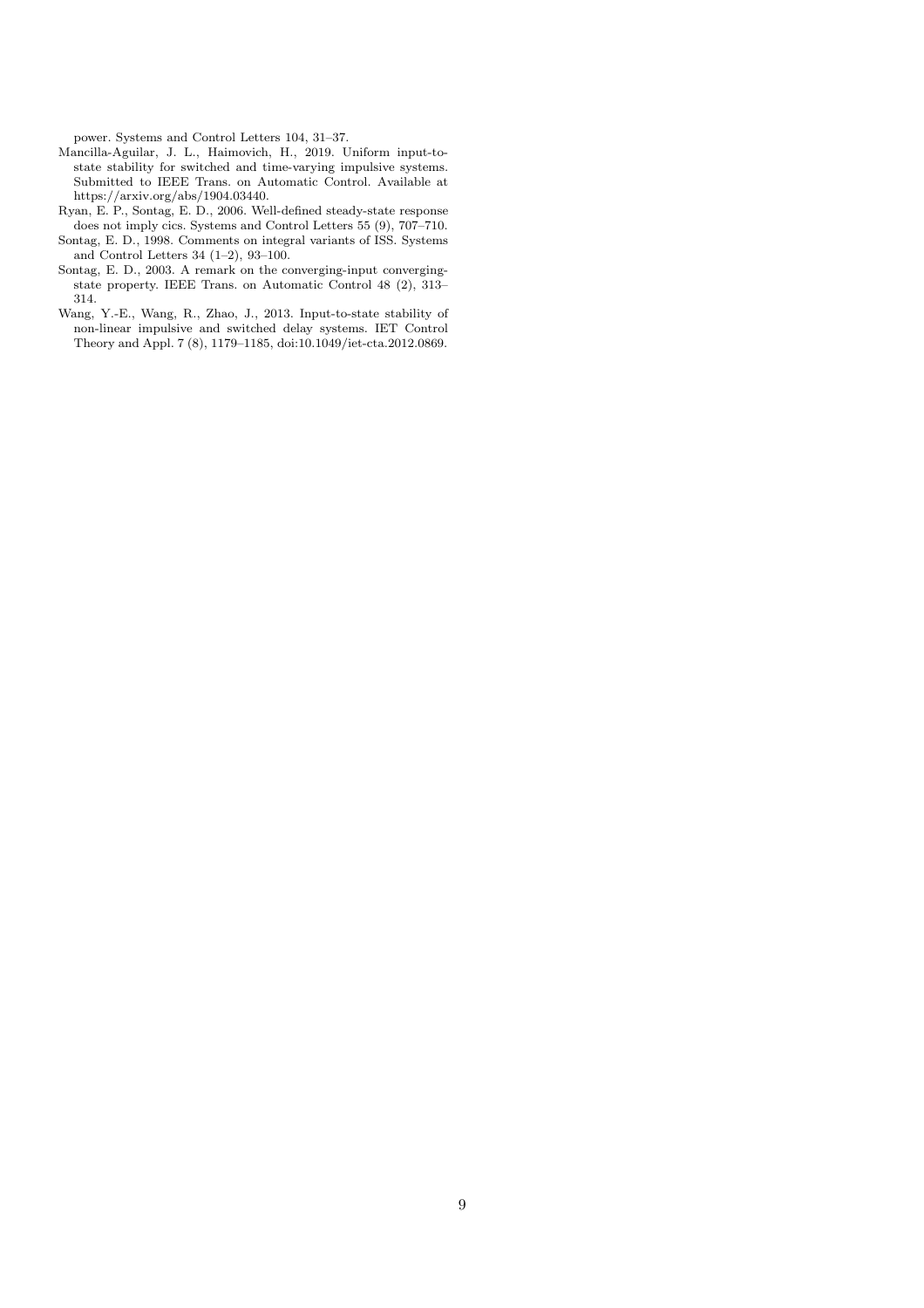power. Systems and Control Letters 104, 31–37.

Mancilla-Aguilar, J. L., Haimovich, H., 2019. Uniform input-to-state stability for switched and time-varying impulsive systems. Submitted to IEEE Trans. on Automatic Control. Available at https://arxiv.org/abs/1904.03440.

Ryan, E. P., Sontag, E. D., 2006. Well-defined steady-state response does not imply cics. Systems and Control Letters 55 (9), 707–710.

Sontag, E. D., 1998. Comments on integral variants of ISS. Systems and Control Letters 34 (1–2), 93–100.

Sontag, E. D., 2003. A remark on the converging-input converging-state property. IEEE Trans. on Automatic Control 48 (2), 313–314.

Wang, Y.-E., Wang, R., Zhao, J., 2013. Input-to-state stability of non-linear impulsive and switched delay systems. IET Control Theory and Appl. 7 (8), 1179–1185, doi:10.1049/iet-cta.2012.0869.